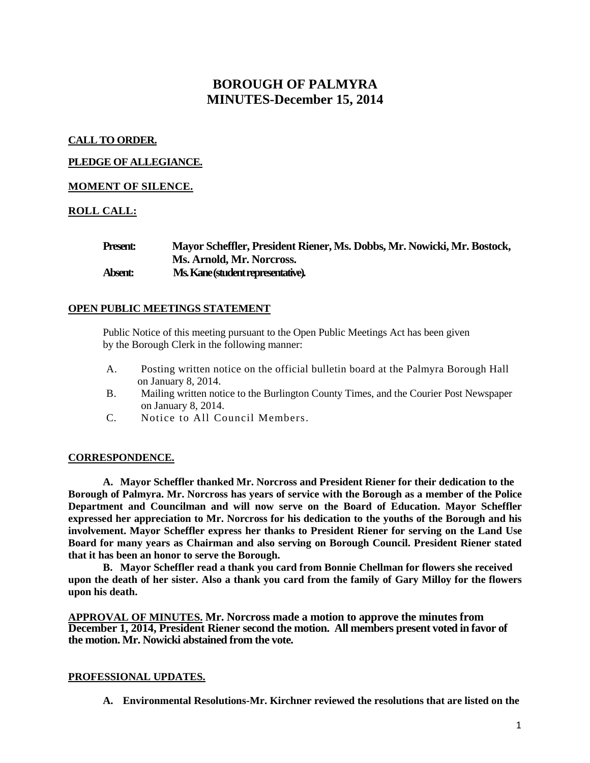# BOROUGH OF PALMYRA
## MINUTES-December 15, 2014

**CALL TO ORDER.**

**PLEDGE OF ALLEGIANCE.**

**MOMENT OF SILENCE.**

**ROLL CALL:**

**Present:** **Mayor Scheffler, President Riener, Ms. Dobbs, Mr. Nowicki, Mr. Bostock, Ms. Arnold, Mr. Norcross.**
**Absent:** **Ms. Kane (student representative).**

**OPEN PUBLIC MEETINGS STATEMENT**

Public Notice of this meeting pursuant to the Open Public Meetings Act has been given by the Borough Clerk in the following manner:

A. Posting written notice on the official bulletin board at the Palmyra Borough Hall on January 8, 2014.
B. Mailing written notice to the Burlington County Times, and the Courier Post Newspaper on January 8, 2014.
C. Notice to All Council Members.

**CORRESPONDENCE.**

**A. Mayor Scheffler thanked Mr. Norcross and President Riener for their dedication to the Borough of Palmyra. Mr. Norcross has years of service with the Borough as a member of the Police Department and Councilman and will now serve on the Board of Education. Mayor Scheffler expressed her appreciation to Mr. Norcross for his dedication to the youths of the Borough and his involvement. Mayor Scheffler express her thanks to President Riener for serving on the Land Use Board for many years as Chairman and also serving on Borough Council. President Riener stated that it has been an honor to serve the Borough.**

**B. Mayor Scheffler read a thank you card from Bonnie Chellman for flowers she received upon the death of her sister. Also a thank you card from the family of Gary Milloy for the flowers upon his death.**

**APPROVAL OF MINUTES. Mr. Norcross made a motion to approve the minutes from December 1, 2014, President Riener second the motion. All members present voted in favor of the motion. Mr. Nowicki abstained from the vote.**

**PROFESSIONAL UPDATES.**

**A. Environmental Resolutions-Mr. Kirchner reviewed the resolutions that are listed on the**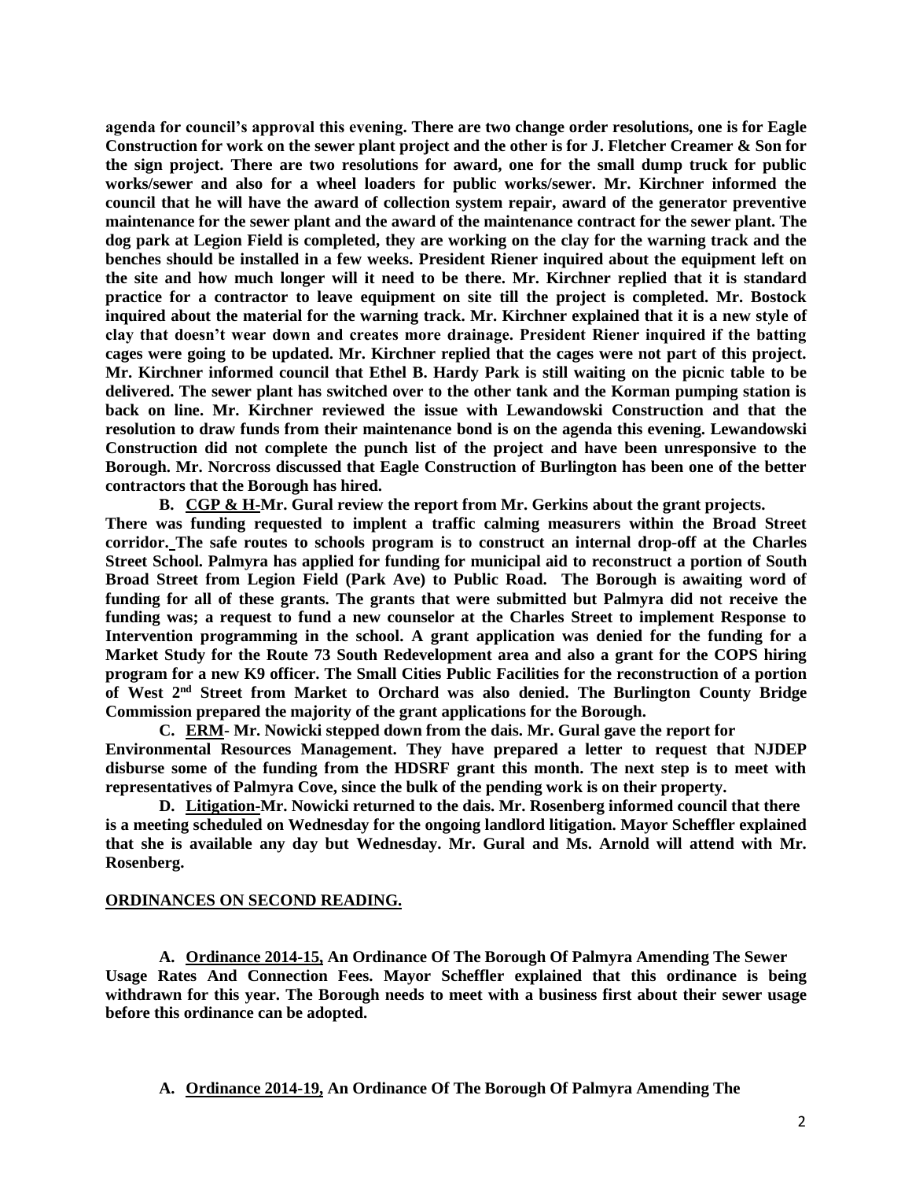**agenda for council's approval this evening. There are two change order resolutions, one is for Eagle Construction for work on the sewer plant project and the other is for J. Fletcher Creamer & Son for the sign project. There are two resolutions for award, one for the small dump truck for public works/sewer and also for a wheel loaders for public works/sewer. Mr. Kirchner informed the council that he will have the award of collection system repair, award of the generator preventive maintenance for the sewer plant and the award of the maintenance contract for the sewer plant. The dog park at Legion Field is completed, they are working on the clay for the warning track and the benches should be installed in a few weeks. President Riener inquired about the equipment left on the site and how much longer will it need to be there. Mr. Kirchner replied that it is standard practice for a contractor to leave equipment on site till the project is completed. Mr. Bostock inquired about the material for the warning track. Mr. Kirchner explained that it is a new style of clay that doesn't wear down and creates more drainage. President Riener inquired if the batting cages were going to be updated. Mr. Kirchner replied that the cages were not part of this project. Mr. Kirchner informed council that Ethel B. Hardy Park is still waiting on the picnic table to be delivered. The sewer plant has switched over to the other tank and the Korman pumping station is back on line. Mr. Kirchner reviewed the issue with Lewandowski Construction and that the resolution to draw funds from their maintenance bond is on the agenda this evening. Lewandowski Construction did not complete the punch list of the project and have been unresponsive to the Borough. Mr. Norcross discussed that Eagle Construction of Burlington has been one of the better contractors that the Borough has hired.**

**B. <u>CGP & H</u>-Mr. Gural review the report from Mr. Gerkins about the grant projects. There was funding requested to implent a traffic calming measurers within the Broad Street corridor. The safe routes to schools program is to construct an internal drop-off at the Charles Street School. Palmyra has applied for funding for municipal aid to reconstruct a portion of South Broad Street from Legion Field (Park Ave) to Public Road. The Borough is awaiting word of funding for all of these grants. The grants that were submitted but Palmyra did not receive the funding was; a request to fund a new counselor at the Charles Street to implement Response to Intervention programming in the school. A grant application was denied for the funding for a Market Study for the Route 73 South Redevelopment area and also a grant for the COPS hiring program for a new K9 officer. The Small Cities Public Facilities for the reconstruction of a portion of West 2nd Street from Market to Orchard was also denied. The Burlington County Bridge Commission prepared the majority of the grant applications for the Borough.**

**C. <u>ERM</u>- Mr. Nowicki stepped down from the dais. Mr. Gural gave the report for Environmental Resources Management. They have prepared a letter to request that NJDEP disburse some of the funding from the HDSRF grant this month. The next step is to meet with representatives of Palmyra Cove, since the bulk of the pending work is on their property.**

**D. <u>Litigation</u>-Mr. Nowicki returned to the dais. Mr. Rosenberg informed council that there is a meeting scheduled on Wednesday for the ongoing landlord litigation. Mayor Scheffler explained that she is available any day but Wednesday. Mr. Gural and Ms. Arnold will attend with Mr. Rosenberg.**

**<u>ORDINANCES ON SECOND READING.</u>**

**A. <u>Ordinance 2014-15,</u> An Ordinance Of The Borough Of Palmyra Amending The Sewer Usage Rates And Connection Fees. Mayor Scheffler explained that this ordinance is being withdrawn for this year. The Borough needs to meet with a business first about their sewer usage before this ordinance can be adopted.**

**A. <u>Ordinance 2014-19,</u> An Ordinance Of The Borough Of Palmyra Amending The**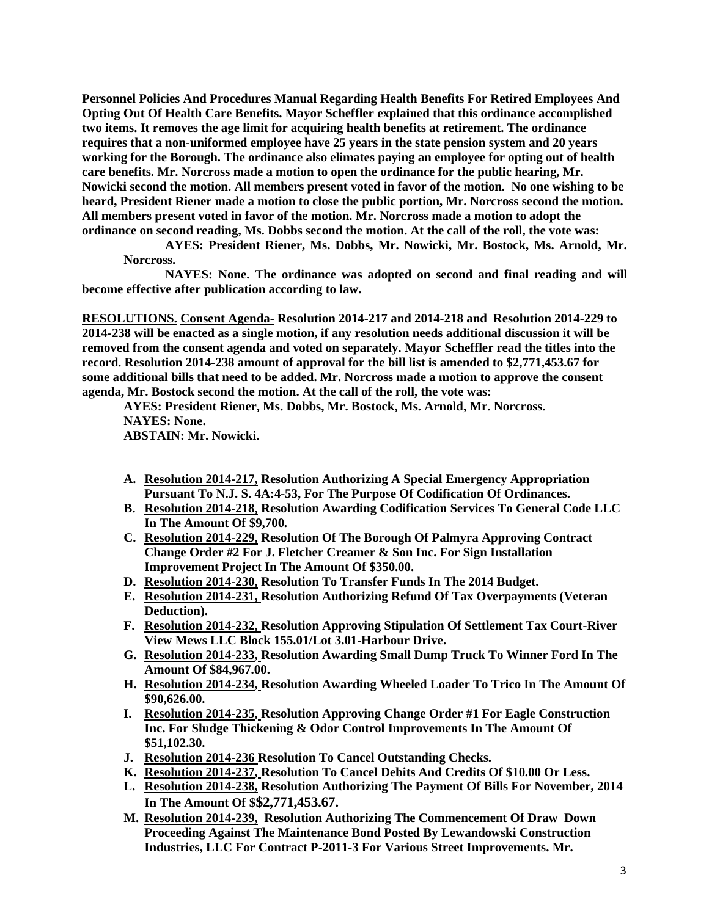**Personnel Policies And Procedures Manual Regarding Health Benefits For Retired Employees And Opting Out Of Health Care Benefits. Mayor Scheffler explained that this ordinance accomplished two items. It removes the age limit for acquiring health benefits at retirement. The ordinance requires that a non-uniformed employee have 25 years in the state pension system and 20 years working for the Borough. The ordinance also elimates paying an employee for opting out of health care benefits. Mr. Norcross made a motion to open the ordinance for the public hearing, Mr. Nowicki second the motion. All members present voted in favor of the motion. No one wishing to be heard, President Riener made a motion to close the public portion, Mr. Norcross second the motion. All members present voted in favor of the motion. Mr. Norcross made a motion to adopt the ordinance on second reading, Ms. Dobbs second the motion. At the call of the roll, the vote was:**

**AYES: President Riener, Ms. Dobbs, Mr. Nowicki, Mr. Bostock, Ms. Arnold, Mr. Norcross.**

**NAYES: None. The ordinance was adopted on second and final reading and will become effective after publication according to law.**

**<u>RESOLUTIONS.</u> <u>Consent Agenda-</u> Resolution 2014-217 and 2014-218 and Resolution 2014-229 to 2014-238 will be enacted as a single motion, if any resolution needs additional discussion it will be removed from the consent agenda and voted on separately. Mayor Scheffler read the titles into the record. Resolution 2014-238 amount of approval for the bill list is amended to $2,771,453.67 for some additional bills that need to be added. Mr. Norcross made a motion to approve the consent agenda, Mr. Bostock second the motion. At the call of the roll, the vote was:**

**AYES: President Riener, Ms. Dobbs, Mr. Bostock, Ms. Arnold, Mr. Norcross.**
**NAYES: None.**
**ABSTAIN: Mr. Nowicki.**

- **A. <u>Resolution 2014-217,</u> Resolution Authorizing A Special Emergency Appropriation Pursuant To N.J. S. 4A:4-53, For The Purpose Of Codification Of Ordinances.**
- **B. <u>Resolution 2014-218,</u> Resolution Awarding Codification Services To General Code LLC In The Amount Of $9,700.**
- **C. <u>Resolution 2014-229,</u> Resolution Of The Borough Of Palmyra Approving Contract Change Order #2 For J. Fletcher Creamer & Son Inc. For Sign Installation Improvement Project In The Amount Of $350.00.**
- **D. <u>Resolution 2014-230,</u> Resolution To Transfer Funds In The 2014 Budget.**
- **E. <u>Resolution 2014-231,</u> Resolution Authorizing Refund Of Tax Overpayments (Veteran Deduction).**
- **F. <u>Resolution 2014-232,</u> Resolution Approving Stipulation Of Settlement Tax Court-River View Mews LLC Block 155.01/Lot 3.01-Harbour Drive.**
- **G. <u>Resolution 2014-233,</u> Resolution Awarding Small Dump Truck To Winner Ford In The Amount Of $84,967.00.**
- **H. <u>Resolution 2014-234,</u> Resolution Awarding Wheeled Loader To Trico In The Amount Of $90,626.00.**
- **I. <u>Resolution 2014-235,</u> Resolution Approving Change Order #1 For Eagle Construction Inc. For Sludge Thickening & Odor Control Improvements In The Amount Of $51,102.30.**
- **J. <u>Resolution 2014-236</u> Resolution To Cancel Outstanding Checks.**
- **K. <u>Resolution 2014-237,</u> Resolution To Cancel Debits And Credits Of $10.00 Or Less.**
- **L. <u>Resolution 2014-238,</u> Resolution Authorizing The Payment Of Bills For November, 2014 In The Amount Of $$2,771,453.67.**
- **M. <u>Resolution 2014-239,</u> Resolution Authorizing The Commencement Of Draw Down Proceeding Against The Maintenance Bond Posted By Lewandowski Construction Industries, LLC For Contract P-2011-3 For Various Street Improvements. Mr.**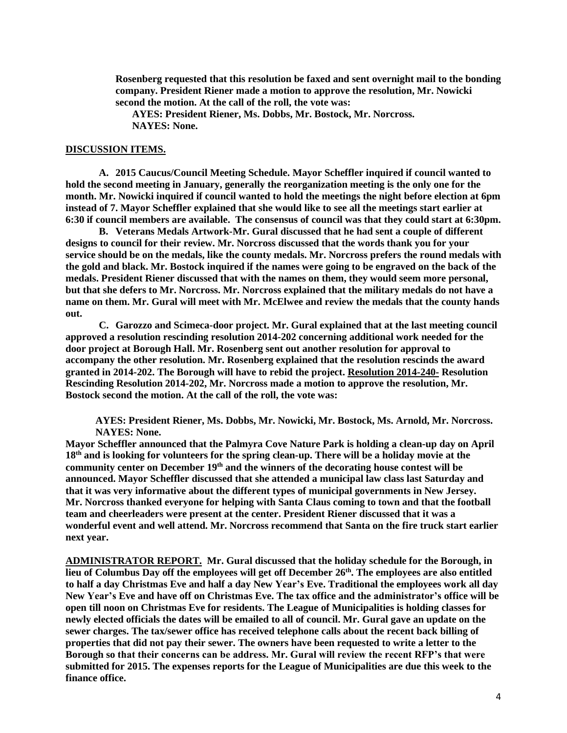**Rosenberg requested that this resolution be faxed and sent overnight mail to the bonding company. President Riener made a motion to approve the resolution, Mr. Nowicki second the motion. At the call of the roll, the vote was:**

**AYES: President Riener, Ms. Dobbs, Mr. Bostock, Mr. Norcross.**
**NAYES: None.**

**DISCUSSION ITEMS.**

**A. 2015 Caucus/Council Meeting Schedule. Mayor Scheffler inquired if council wanted to hold the second meeting in January, generally the reorganization meeting is the only one for the month. Mr. Nowicki inquired if council wanted to hold the meetings the night before election at 6pm instead of 7. Mayor Scheffler explained that she would like to see all the meetings start earlier at 6:30 if council members are available. The consensus of council was that they could start at 6:30pm.**

**B. Veterans Medals Artwork-Mr. Gural discussed that he had sent a couple of different designs to council for their review. Mr. Norcross discussed that the words thank you for your service should be on the medals, like the county medals. Mr. Norcross prefers the round medals with the gold and black. Mr. Bostock inquired if the names were going to be engraved on the back of the medals. President Riener discussed that with the names on them, they would seem more personal, but that she defers to Mr. Norcross. Mr. Norcross explained that the military medals do not have a name on them. Mr. Gural will meet with Mr. McElwee and review the medals that the county hands out.**

**C. Garozzo and Scimeca-door project. Mr. Gural explained that at the last meeting council approved a resolution rescinding resolution 2014-202 concerning additional work needed for the door project at Borough Hall. Mr. Rosenberg sent out another resolution for approval to accompany the other resolution. Mr. Rosenberg explained that the resolution rescinds the award granted in 2014-202. The Borough will have to rebid the project. Resolution 2014-240- Resolution Rescinding Resolution 2014-202, Mr. Norcross made a motion to approve the resolution, Mr. Bostock second the motion. At the call of the roll, the vote was:**

**AYES: President Riener, Ms. Dobbs, Mr. Nowicki, Mr. Bostock, Ms. Arnold, Mr. Norcross.**
**NAYES: None.**

**Mayor Scheffler announced that the Palmyra Cove Nature Park is holding a clean-up day on April 18th and is looking for volunteers for the spring clean-up. There will be a holiday movie at the community center on December 19th and the winners of the decorating house contest will be announced. Mayor Scheffler discussed that she attended a municipal law class last Saturday and that it was very informative about the different types of municipal governments in New Jersey. Mr. Norcross thanked everyone for helping with Santa Claus coming to town and that the football team and cheerleaders were present at the center. President Riener discussed that it was a wonderful event and well attend. Mr. Norcross recommend that Santa on the fire truck start earlier next year.**

**ADMINISTRATOR REPORT. Mr. Gural discussed that the holiday schedule for the Borough, in lieu of Columbus Day off the employees will get off December 26th. The employees are also entitled to half a day Christmas Eve and half a day New Year's Eve. Traditional the employees work all day New Year's Eve and have off on Christmas Eve. The tax office and the administrator's office will be open till noon on Christmas Eve for residents. The League of Municipalities is holding classes for newly elected officials the dates will be emailed to all of council. Mr. Gural gave an update on the sewer charges. The tax/sewer office has received telephone calls about the recent back billing of properties that did not pay their sewer. The owners have been requested to write a letter to the Borough so that their concerns can be address. Mr. Gural will review the recent RFP's that were submitted for 2015. The expenses reports for the League of Municipalities are due this week to the finance office.**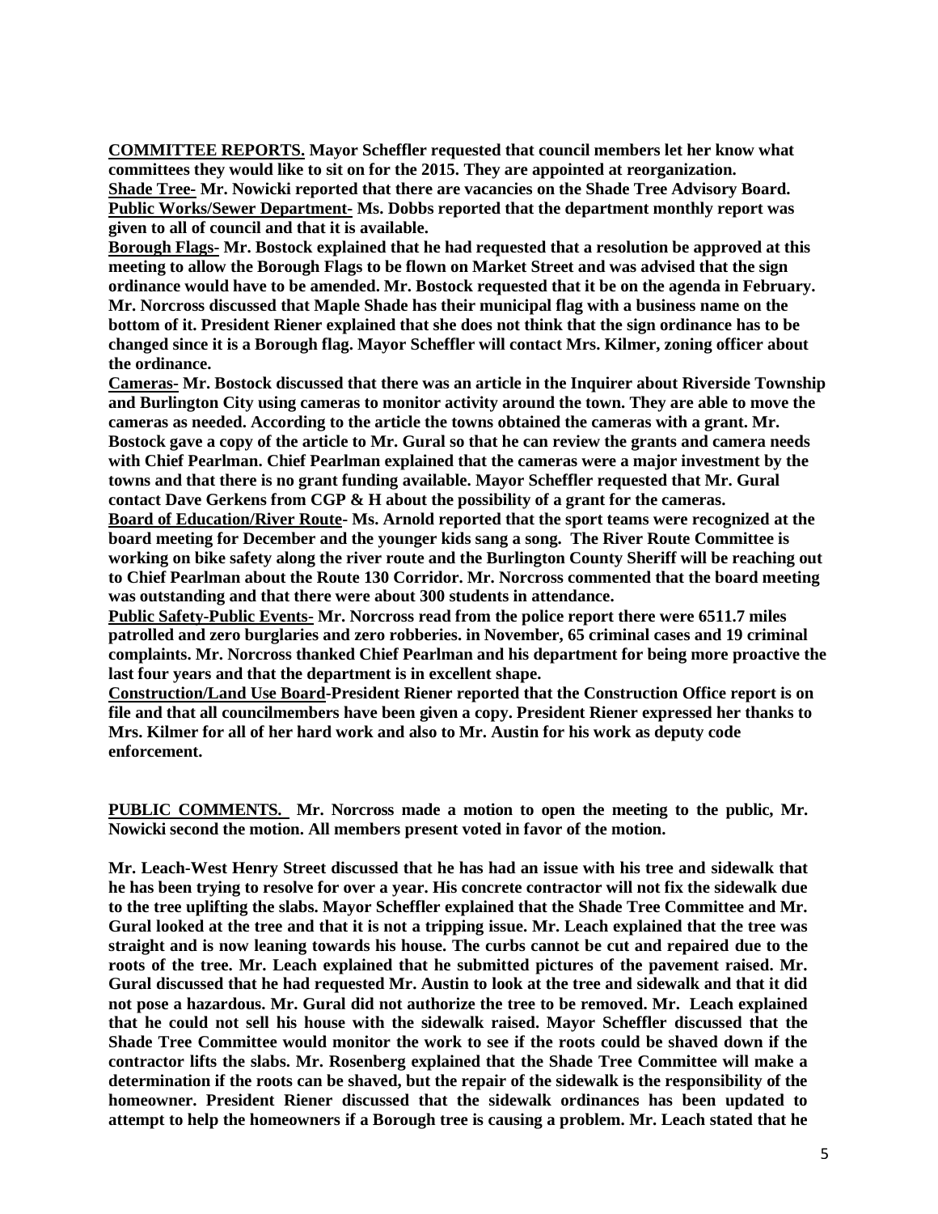**COMMITTEE REPORTS. Mayor Scheffler requested that council members let her know what committees they would like to sit on for the 2015. They are appointed at reorganization.**
**<u>Shade Tree-</u> Mr. Nowicki reported that there are vacancies on the Shade Tree Advisory Board.**
**<u>Public Works/Sewer Department-</u> Ms. Dobbs reported that the department monthly report was given to all of council and that it is available.**
**<u>Borough Flags-</u> Mr. Bostock explained that he had requested that a resolution be approved at this meeting to allow the Borough Flags to be flown on Market Street and was advised that the sign ordinance would have to be amended. Mr. Bostock requested that it be on the agenda in February. Mr. Norcross discussed that Maple Shade has their municipal flag with a business name on the bottom of it. President Riener explained that she does not think that the sign ordinance has to be changed since it is a Borough flag. Mayor Scheffler will contact Mrs. Kilmer, zoning officer about the ordinance.**
**<u>Cameras-</u> Mr. Bostock discussed that there was an article in the Inquirer about Riverside Township and Burlington City using cameras to monitor activity around the town. They are able to move the cameras as needed. According to the article the towns obtained the cameras with a grant. Mr. Bostock gave a copy of the article to Mr. Gural so that he can review the grants and camera needs with Chief Pearlman. Chief Pearlman explained that the cameras were a major investment by the towns and that there is no grant funding available. Mayor Scheffler requested that Mr. Gural contact Dave Gerkens from CGP & H about the possibility of a grant for the cameras.**
**<u>Board of Education/River Route</u>- Ms. Arnold reported that the sport teams were recognized at the board meeting for December and the younger kids sang a song. The River Route Committee is working on bike safety along the river route and the Burlington County Sheriff will be reaching out to Chief Pearlman about the Route 130 Corridor. Mr. Norcross commented that the board meeting was outstanding and that there were about 300 students in attendance.**
**<u>Public Safety-Public Events-</u> Mr. Norcross read from the police report there were 6511.7 miles patrolled and zero burglaries and zero robberies. in November, 65 criminal cases and 19 criminal complaints. Mr. Norcross thanked Chief Pearlman and his department for being more proactive the last four years and that the department is in excellent shape.**
**<u>Construction/Land Use Board</u>-President Riener reported that the Construction Office report is on file and that all councilmembers have been given a copy. President Riener expressed her thanks to Mrs. Kilmer for all of her hard work and also to Mr. Austin for his work as deputy code enforcement.**

**<u>PUBLIC COMMENTS.</u> Mr. Norcross made a motion to open the meeting to the public, Mr. Nowicki second the motion. All members present voted in favor of the motion.**

**Mr. Leach-West Henry Street discussed that he has had an issue with his tree and sidewalk that he has been trying to resolve for over a year. His concrete contractor will not fix the sidewalk due to the tree uplifting the slabs. Mayor Scheffler explained that the Shade Tree Committee and Mr. Gural looked at the tree and that it is not a tripping issue. Mr. Leach explained that the tree was straight and is now leaning towards his house. The curbs cannot be cut and repaired due to the roots of the tree. Mr. Leach explained that he submitted pictures of the pavement raised. Mr. Gural discussed that he had requested Mr. Austin to look at the tree and sidewalk and that it did not pose a hazardous. Mr. Gural did not authorize the tree to be removed. Mr. Leach explained that he could not sell his house with the sidewalk raised. Mayor Scheffler discussed that the Shade Tree Committee would monitor the work to see if the roots could be shaved down if the contractor lifts the slabs. Mr. Rosenberg explained that the Shade Tree Committee will make a determination if the roots can be shaved, but the repair of the sidewalk is the responsibility of the homeowner. President Riener discussed that the sidewalk ordinances has been updated to attempt to help the homeowners if a Borough tree is causing a problem. Mr. Leach stated that he**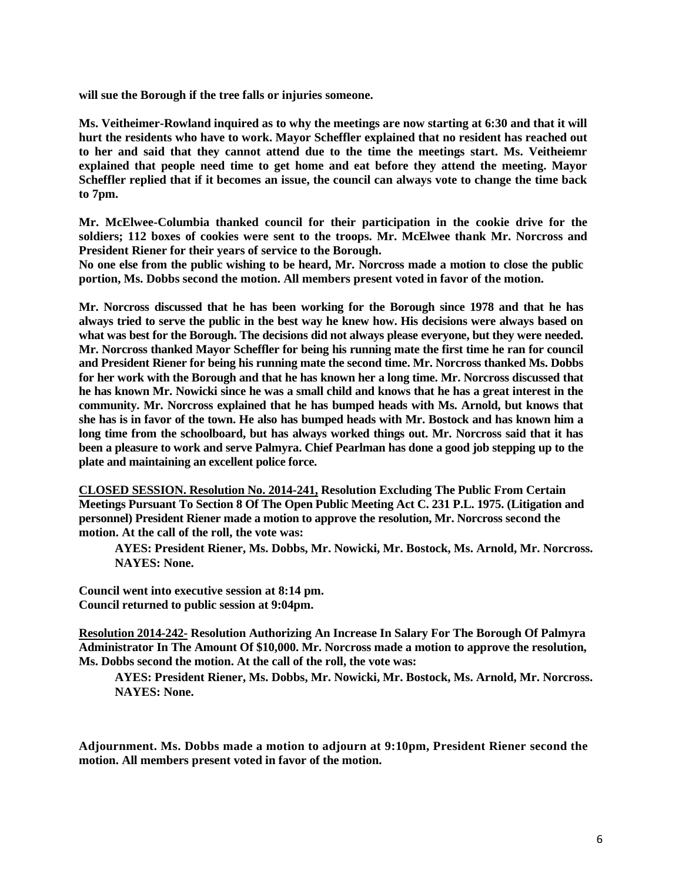**will sue the Borough if the tree falls or injuries someone.**

**Ms. Veitheimer-Rowland inquired as to why the meetings are now starting at 6:30 and that it will hurt the residents who have to work. Mayor Scheffler explained that no resident has reached out to her and said that they cannot attend due to the time the meetings start. Ms. Veitheiemr explained that people need time to get home and eat before they attend the meeting. Mayor Scheffler replied that if it becomes an issue, the council can always vote to change the time back to 7pm.**

**Mr. McElwee-Columbia thanked council for their participation in the cookie drive for the soldiers; 112 boxes of cookies were sent to the troops. Mr. McElwee thank Mr. Norcross and President Riener for their years of service to the Borough.**
**No one else from the public wishing to be heard, Mr. Norcross made a motion to close the public portion, Ms. Dobbs second the motion. All members present voted in favor of the motion.**

**Mr. Norcross discussed that he has been working for the Borough since 1978 and that he has always tried to serve the public in the best way he knew how. His decisions were always based on what was best for the Borough. The decisions did not always please everyone, but they were needed. Mr. Norcross thanked Mayor Scheffler for being his running mate the first time he ran for council and President Riener for being his running mate the second time. Mr. Norcross thanked Ms. Dobbs for her work with the Borough and that he has known her a long time. Mr. Norcross discussed that he has known Mr. Nowicki since he was a small child and knows that he has a great interest in the community. Mr. Norcross explained that he has bumped heads with Ms. Arnold, but knows that she has is in favor of the town. He also has bumped heads with Mr. Bostock and has known him a long time from the schoolboard, but has always worked things out. Mr. Norcross said that it has been a pleasure to work and serve Palmyra. Chief Pearlman has done a good job stepping up to the plate and maintaining an excellent police force.**

**<u>CLOSED SESSION. Resolution No. 2014-241,</u> Resolution Excluding The Public From Certain Meetings Pursuant To Section 8 Of The Open Public Meeting Act C. 231 P.L. 1975. (Litigation and personnel) President Riener made a motion to approve the resolution, Mr. Norcross second the motion. At the call of the roll, the vote was:**

> **AYES: President Riener, Ms. Dobbs, Mr. Nowicki, Mr. Bostock, Ms. Arnold, Mr. Norcross.**
> **NAYES: None.**

**Council went into executive session at 8:14 pm.**
**Council returned to public session at 9:04pm.**

**<u>Resolution 2014-242</u>- Resolution Authorizing An Increase In Salary For The Borough Of Palmyra Administrator In The Amount Of $10,000. Mr. Norcross made a motion to approve the resolution, Ms. Dobbs second the motion. At the call of the roll, the vote was:**

> **AYES: President Riener, Ms. Dobbs, Mr. Nowicki, Mr. Bostock, Ms. Arnold, Mr. Norcross.**
> **NAYES: None.**

**Adjournment. Ms. Dobbs made a motion to adjourn at 9:10pm, President Riener second the motion. All members present voted in favor of the motion.**